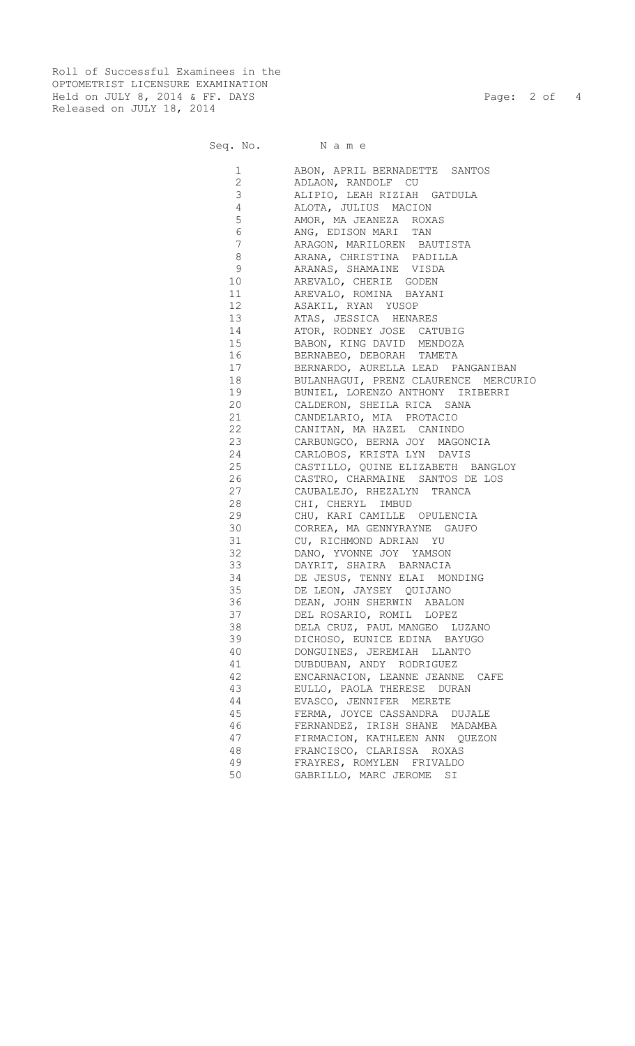Roll of Successful Examinees in the
OPTOMETRIST LICENSURE EXAMINATION
Held on JULY 8, 2014 & FF. DAYS
Released on JULY 18, 2014

| Seq. No. | Name |
|---|---|
| 1 | ABON, APRIL BERNADETTE SANTOS |
| 2 | ADLAON, RANDOLF CU |
| 3 | ALIPIO, LEAH RIZIAH GATDULA |
| 4 | ALOTA, JULIUS MACION |
| 5 | AMOR, MA JEANEZA ROXAS |
| 6 | ANG, EDISON MARI TAN |
| 7 | ARAGON, MARILOREN BAUTISTA |
| 8 | ARANA, CHRISTINA PADILLA |
| 9 | ARANAS, SHAMAINE VISDA |
| 10 | AREVALO, CHERIE GODEN |
| 11 | AREVALO, ROMINA BAYANI |
| 12 | ASAKIL, RYAN YUSOP |
| 13 | ATAS, JESSICA HENARES |
| 14 | ATOR, RODNEY JOSE CATUBIG |
| 15 | BABON, KING DAVID MENDOZA |
| 16 | BERNABEO, DEBORAH TAMETA |
| 17 | BERNARDO, AURELLA LEAD PANGANIBAN |
| 18 | BULANHAGUI, PRENZ CLAURENCE MERCURIO |
| 19 | BUNIEL, LORENZO ANTHONY IRIBERRI |
| 20 | CALDERON, SHEILA RICA SANA |
| 21 | CANDELARIO, MIA PROTACIO |
| 22 | CANITAN, MA HAZEL CANINDO |
| 23 | CARBUNGCO, BERNA JOY MAGONCIA |
| 24 | CARLOBOS, KRISTA LYN DAVIS |
| 25 | CASTILLO, QUINE ELIZABETH BANGLOY |
| 26 | CASTRO, CHARMAINE SANTOS DE LOS |
| 27 | CAUBALEJO, RHEZALYN TRANCA |
| 28 | CHI, CHERYL IMBUD |
| 29 | CHU, KARI CAMILLE OPULENCIA |
| 30 | CORREA, MA GENNYRAYNE GAUFO |
| 31 | CU, RICHMOND ADRIAN YU |
| 32 | DANO, YVONNE JOY YAMSON |
| 33 | DAYRIT, SHAIRA BARNACIA |
| 34 | DE JESUS, TENNY ELAI MONDING |
| 35 | DE LEON, JAYSEY QUIJANO |
| 36 | DEAN, JOHN SHERWIN ABALON |
| 37 | DEL ROSARIO, ROMIL LOPEZ |
| 38 | DELA CRUZ, PAUL MANGEO LUZANO |
| 39 | DICHOSO, EUNICE EDINA BAYUGO |
| 40 | DONGUINES, JEREMIAH LLANTO |
| 41 | DUBDUBAN, ANDY RODRIGUEZ |
| 42 | ENCARNACION, LEANNE JEANNE CAFE |
| 43 | EULLO, PAOLA THERESE DURAN |
| 44 | EVASCO, JENNIFER MERETE |
| 45 | FERMA, JOYCE CASSANDRA DUJALE |
| 46 | FERNANDEZ, IRISH SHANE MADAMBA |
| 47 | FIRMACION, KATHLEEN ANN QUEZON |
| 48 | FRANCISCO, CLARISSA ROXAS |
| 49 | FRAYRES, ROMYLEN FRIVALDO |
| 50 | GABRILLO, MARC JEROME SI |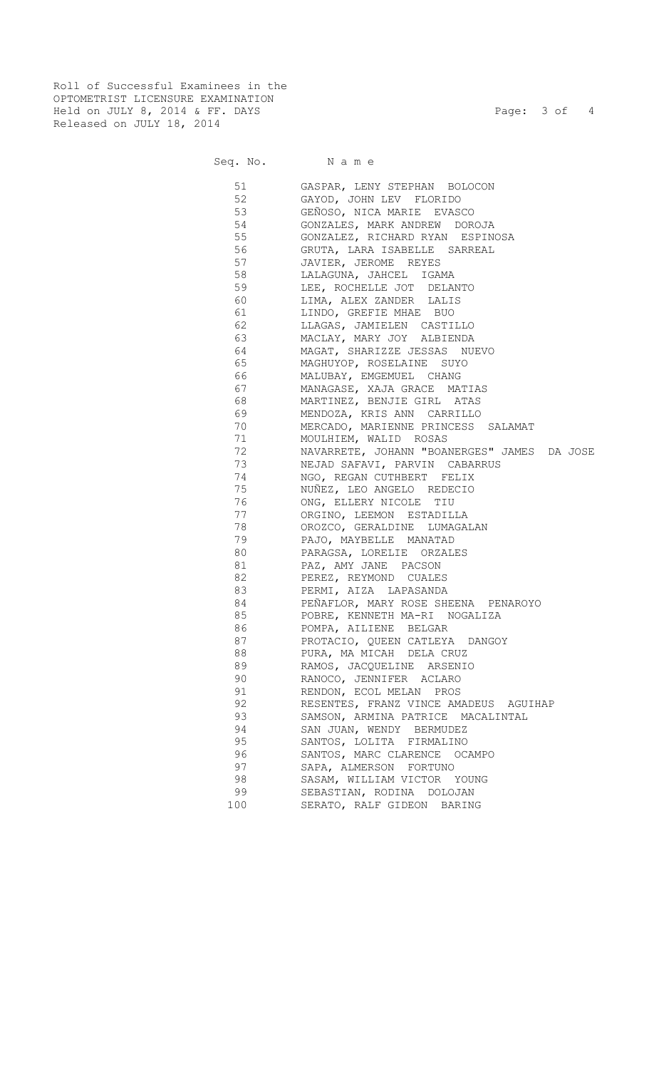Roll of Successful Examinees in the
OPTOMETRIST LICENSURE EXAMINATION
Held on JULY 8, 2014 & FF. DAYS
Released on JULY 18, 2014

| Seq. No. | N a m e |
|---|---|
| 51 | GASPAR, LENY STEPHAN BOLOCON |
| 52 | GAYOD, JOHN LEV FLORIDO |
| 53 | GEÑOSO, NICA MARIE EVASCO |
| 54 | GONZALES, MARK ANDREW DOROJA |
| 55 | GONZALEZ, RICHARD RYAN ESPINOSA |
| 56 | GRUTA, LARA ISABELLE SARREAL |
| 57 | JAVIER, JEROME REYES |
| 58 | LALAGUNA, JAHCEL IGAMA |
| 59 | LEE, ROCHELLE JOT DELANTO |
| 60 | LIMA, ALEX ZANDER LALIS |
| 61 | LINDO, GREFIE MHAE BUO |
| 62 | LLAGAS, JAMIELEN CASTILLO |
| 63 | MACLAY, MARY JOY ALBIENDA |
| 64 | MAGAT, SHARIZZE JESSAS NUEVO |
| 65 | MAGHUYOP, ROSELAINE SUYO |
| 66 | MALUBAY, EMGEMUEL CHANG |
| 67 | MANAGASE, XAJA GRACE MATIAS |
| 68 | MARTINEZ, BENJIE GIRL ATAS |
| 69 | MENDOZA, KRIS ANN CARRILLO |
| 70 | MERCADO, MARIENNE PRINCESS SALAMAT |
| 71 | MOULHIEM, WALID ROSAS |
| 72 | NAVARRETE, JOHANN "BOANERGES" JAMES DA JOSE |
| 73 | NEJAD SAFAVI, PARVIN CABARRUS |
| 74 | NGO, REGAN CUTHBERT FELIX |
| 75 | NUÑEZ, LEO ANGELO REDECIO |
| 76 | ONG, ELLERY NICOLE TIU |
| 77 | ORGINO, LEEMON ESTADILLA |
| 78 | OROZCO, GERALDINE LUMAGALAN |
| 79 | PAJO, MAYBELLE MANATAD |
| 80 | PARAGSA, LORELIE ORZALES |
| 81 | PAZ, AMY JANE PACSON |
| 82 | PEREZ, REYMOND CUALES |
| 83 | PERMI, AIZA LAPASANDA |
| 84 | PEÑAFLOR, MARY ROSE SHEENA PENAROYO |
| 85 | POBRE, KENNETH MA-RI NOGALIZA |
| 86 | POMPA, AILIENE BELGAR |
| 87 | PROTACIO, QUEEN CATLEYA DANGOY |
| 88 | PURA, MA MICAH DELA CRUZ |
| 89 | RAMOS, JACQUELINE ARSENIO |
| 90 | RANOCO, JENNIFER ACLARO |
| 91 | RENDON, ECOL MELAN PROS |
| 92 | RESENTES, FRANZ VINCE AMADEUS AGUIHAP |
| 93 | SAMSON, ARMINA PATRICE MACALINTAL |
| 94 | SAN JUAN, WENDY BERMUDEZ |
| 95 | SANTOS, LOLITA FIRMALINO |
| 96 | SANTOS, MARC CLARENCE OCAMPO |
| 97 | SAPA, ALMERSON FORTUNO |
| 98 | SASAM, WILLIAM VICTOR YOUNG |
| 99 | SEBASTIAN, RODINA DOLOJAN |
| 100 | SERATO, RALF GIDEON BARING |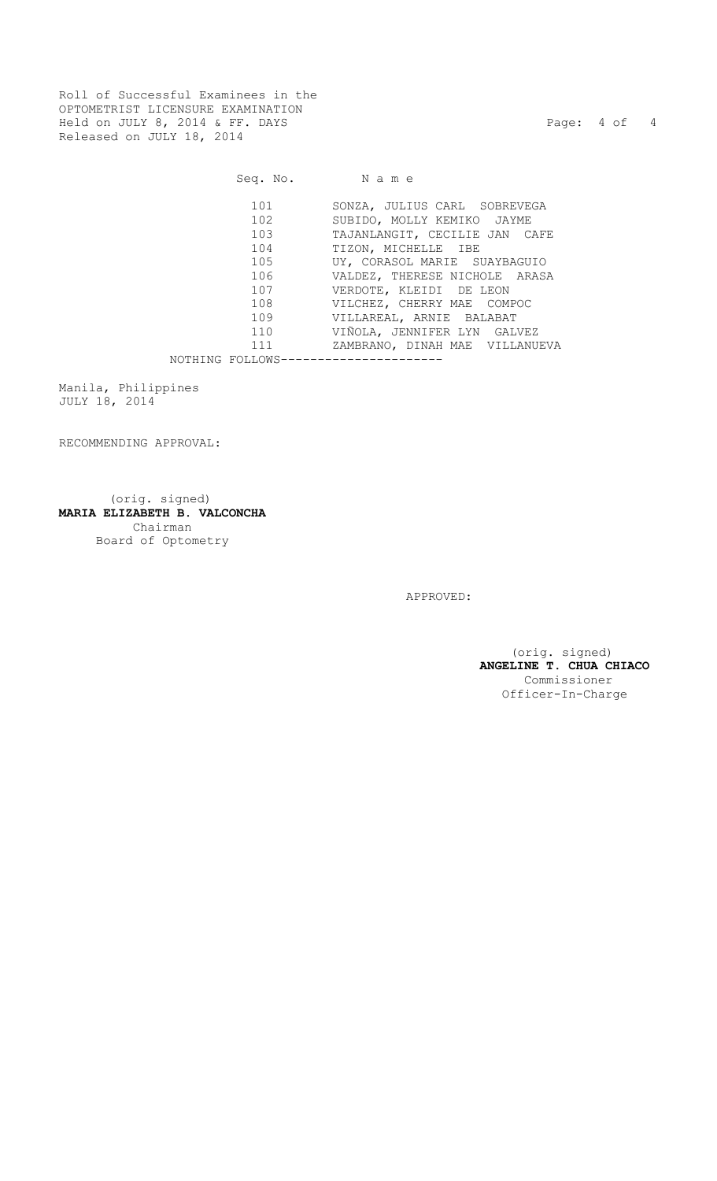Roll of Successful Examinees in the
OPTOMETRIST LICENSURE EXAMINATION
Held on JULY 8, 2014 & FF. DAYS
Released on JULY 18, 2014

| Seq. No. | Name |
|---|---|
| 101 | SONZA, JULIUS CARL SOBREVEGA |
| 102 | SUBIDO, MOLLY KEMIKO JAYME |
| 103 | TAJANLANGIT, CECILIE JAN CAFE |
| 104 | TIZON, MICHELLE IBE |
| 105 | UY, CORASOL MARIE SUAYBAGUIO |
| 106 | VALDEZ, THERESE NICHOLE ARASA |
| 107 | VERDOTE, KLEIDI DE LEON |
| 108 | VILCHEZ, CHERRY MAE COMPOC |
| 109 | VILLAREAL, ARNIE BALABAT |
| 110 | VIÑOLA, JENNIFER LYN GALVEZ |
| 111 | ZAMBRANO, DINAH MAE VILLANUEVA |

NOTHING FOLLOWS----------------------

Manila, Philippines
JULY 18, 2014

RECOMMENDING APPROVAL:

(orig. signed)
**MARIA ELIZABETH B. VALCONCHA**
Chairman
Board of Optometry

APPROVED:

(orig. signed)
**ANGELINE T. CHUA CHIACO**
Commissioner
Officer-In-Charge